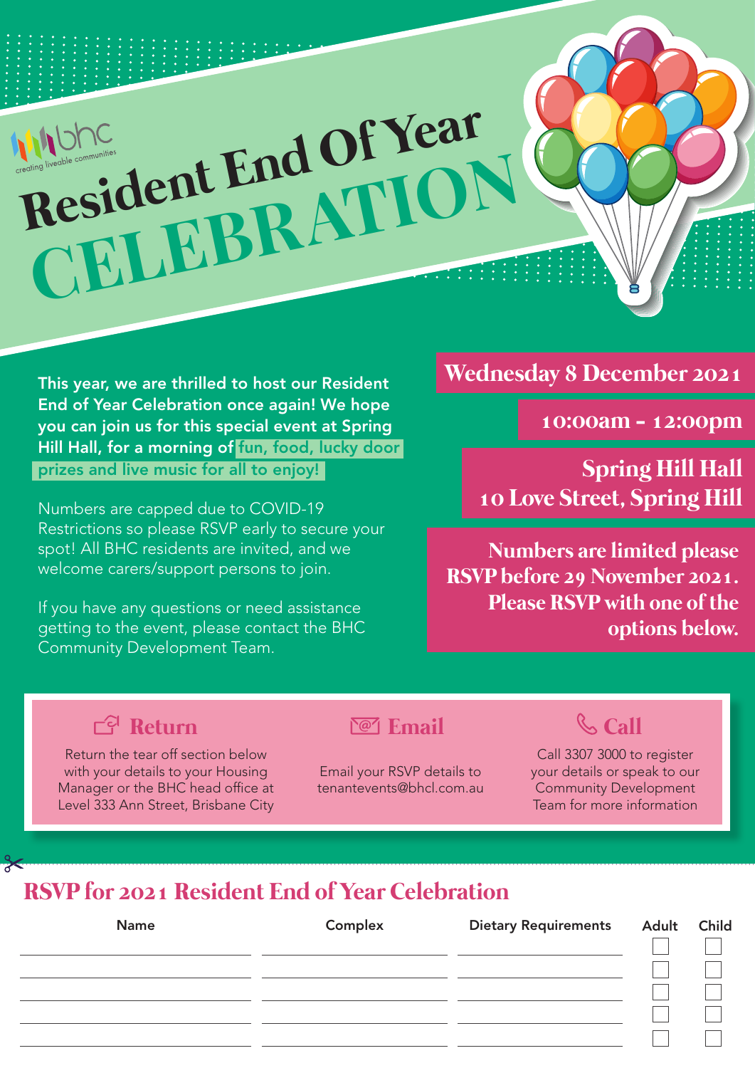bhc creating liveable communities

# Resident End Of Year CELEBRATION

**This year, we are thrilled to host our Resident End of Year Celebration once again! We hope you can join us for this special event at Spring Hill Hall, for a morning of fun, food, lucky door prizes and live music for all to enjoy!**

Numbers are capped due to COVID-19 Restrictions so please RSVP early to secure your spot! All BHC residents are invited, and we welcome carers/support persons to join.

If you have any questions or need assistance getting to the event, please contact the BHC Community Development Team.

**Wednesday 8 December 2021**

**10:00am - 12:00pm**

**Spring Hill Hall**
**10 Love Street, Spring Hill**

**Numbers are limited please RSVP before 29 November 2021. Please RSVP with one of the options below.**

### Return

Return the tear off section below with your details to your Housing Manager or the BHC head office at Level 333 Ann Street, Brisbane City

### Email

Email your RSVP details to tenantevents@bhcl.com.au

### Call

Call 3307 3000 to register your details or speak to our Community Development Team for more information

## RSVP for 2021 Resident End of Year Celebration

| Name | Complex | Dietary Requirements | Adult | Child |
|---|---|---|---|---|
| | | | ☐ | ☐ |
| | | | ☐ | ☐ |
| | | | ☐ | ☐ |
| | | | ☐ | ☐ |
| | | | ☐ | ☐ |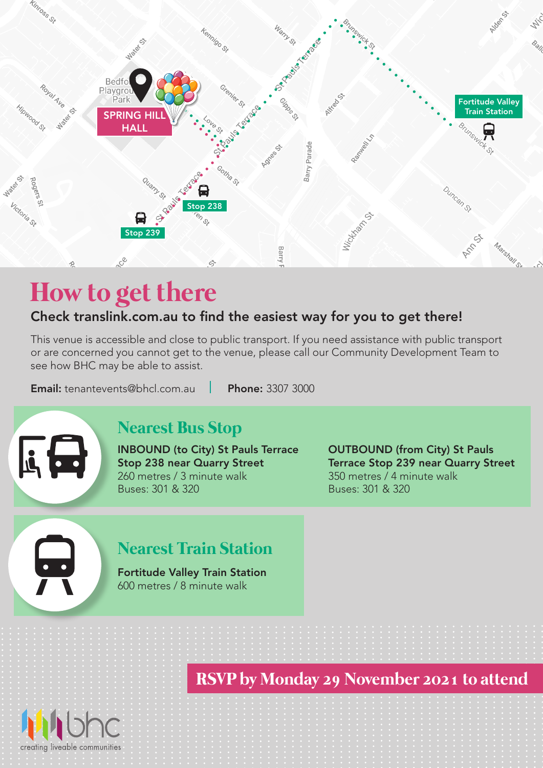SPRING HILL HALL

Stop 238

Stop 239

Fortitude Valley Train Station

# How to get there

### Check translink.com.au to find the easiest way for you to get there!

This venue is accessible and close to public transport. If you need assistance with public transport or are concerned you cannot get to the venue, please call our Community Development Team to see how BHC may be able to assist.

**Email:** tenantevents@bhcl.com.au | **Phone:** 3307 3000

## Nearest Bus Stop

**INBOUND (to City) St Pauls Terrace Stop 238 near Quarry Street**
260 metres / 3 minute walk
Buses: 301 & 320

**OUTBOUND (from City) St Pauls Terrace Stop 239 near Quarry Street**
350 metres / 4 minute walk
Buses: 301 & 320

## Nearest Train Station

**Fortitude Valley Train Station**
600 metres / 8 minute walk

**RSVP by Monday 29 November 2021 to attend**

bhc
creating liveable communities